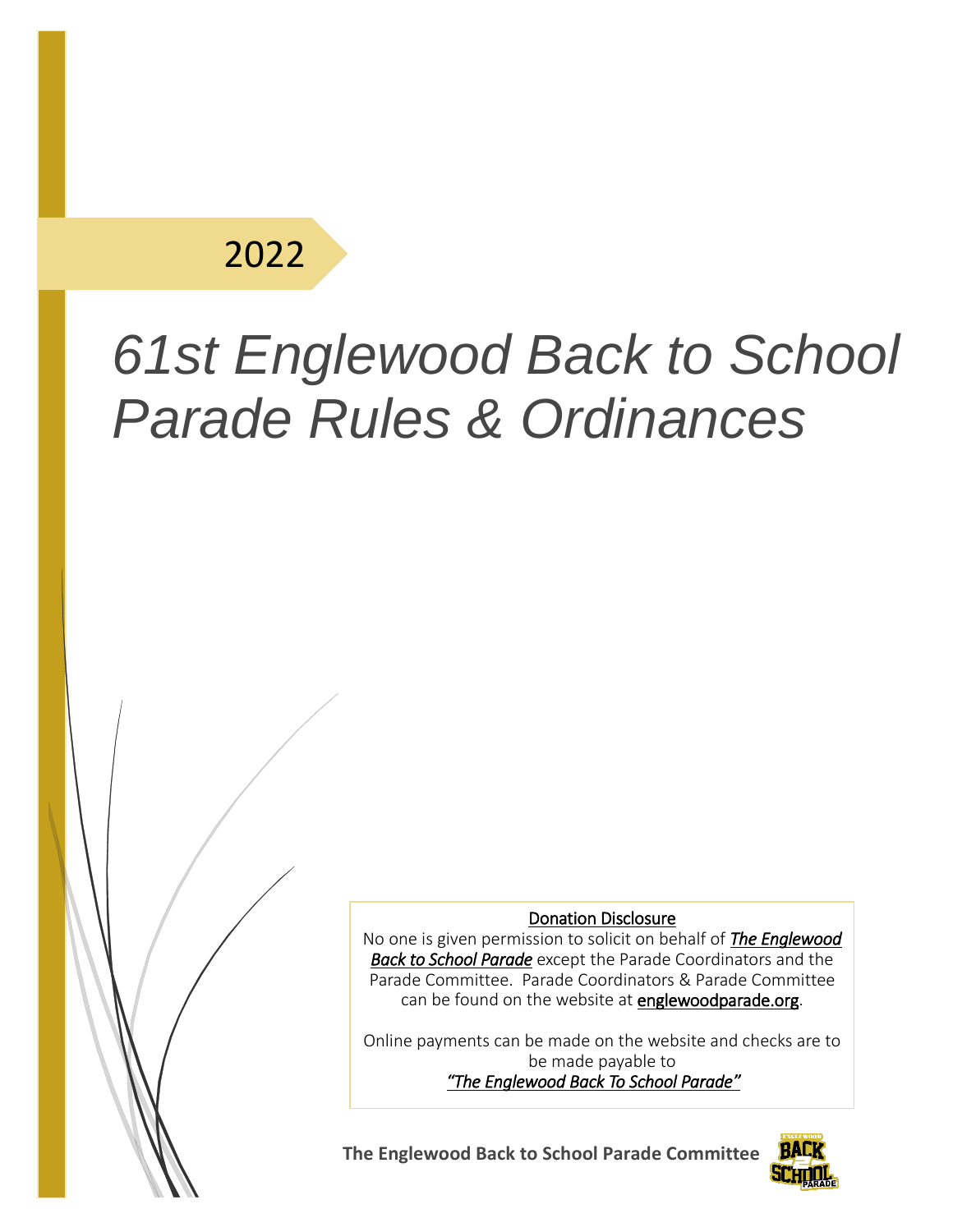2022

# *61st Englewood Back to School Parade Rules & Ordinances*

**Donation Disclosure**

No one is given permission to solicit on behalf of ***The Englewood Back to School Parade*** except the Parade Coordinators and the Parade Committee. Parade Coordinators & Parade Committee can be found on the website at **englewoodparade.org**.

Online payments can be made on the website and checks are to be made payable to *"The Englewood Back To School Parade"*

**The Englewood Back to School Parade Committee**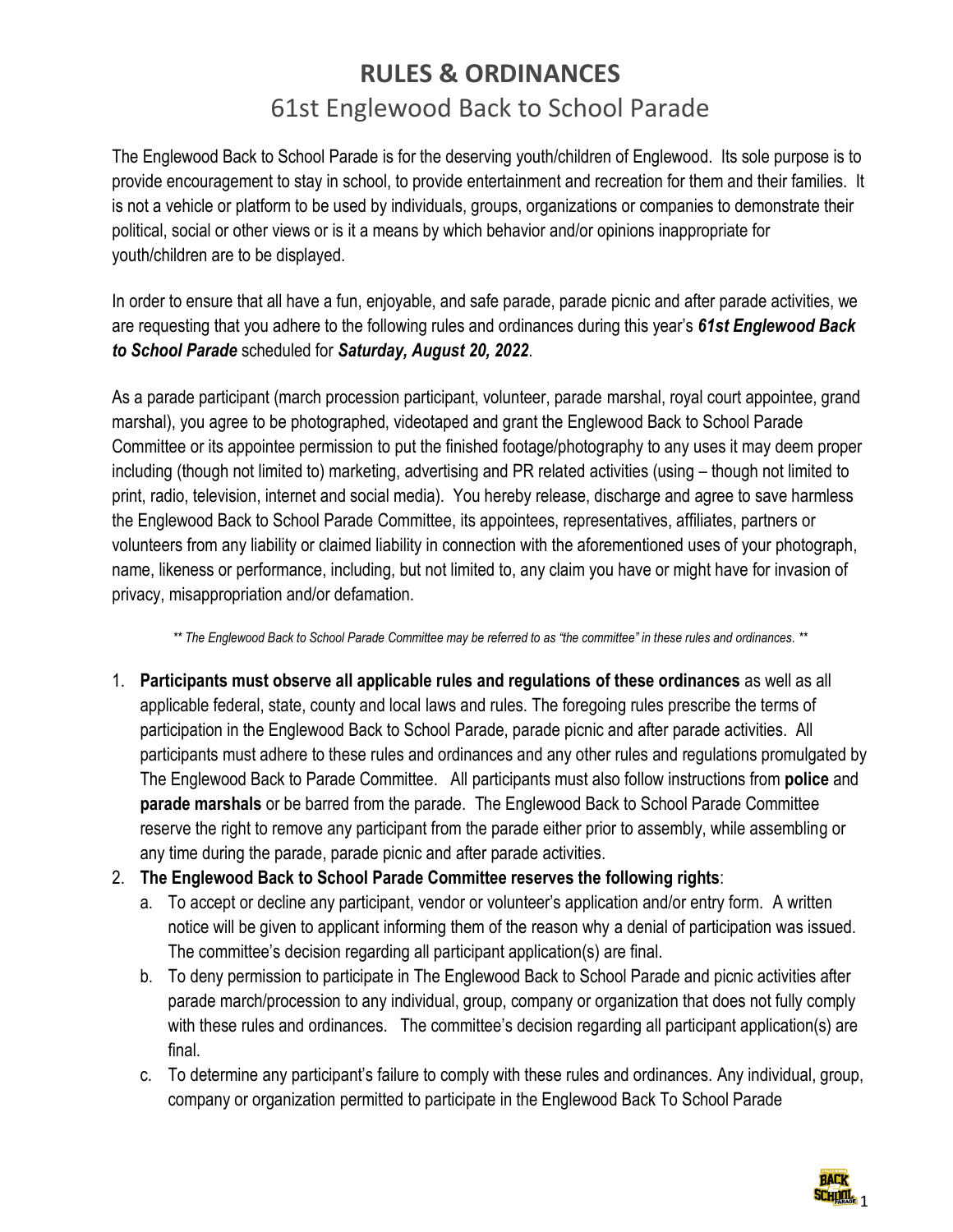# RULES & ORDINANCES

## 61st Englewood Back to School Parade

The Englewood Back to School Parade is for the deserving youth/children of Englewood. Its sole purpose is to provide encouragement to stay in school, to provide entertainment and recreation for them and their families. It is not a vehicle or platform to be used by individuals, groups, organizations or companies to demonstrate their political, social or other views or is it a means by which behavior and/or opinions inappropriate for youth/children are to be displayed.

In order to ensure that all have a fun, enjoyable, and safe parade, parade picnic and after parade activities, we are requesting that you adhere to the following rules and ordinances during this year's ***61st Englewood Back to School Parade*** scheduled for ***Saturday, August 20, 2022***.

As a parade participant (march procession participant, volunteer, parade marshal, royal court appointee, grand marshal), you agree to be photographed, videotaped and grant the Englewood Back to School Parade Committee or its appointee permission to put the finished footage/photography to any uses it may deem proper including (though not limited to) marketing, advertising and PR related activities (using – though not limited to print, radio, television, internet and social media). You hereby release, discharge and agree to save harmless the Englewood Back to School Parade Committee, its appointees, representatives, affiliates, partners or volunteers from any liability or claimed liability in connection with the aforementioned uses of your photograph, name, likeness or performance, including, but not limited to, any claim you have or might have for invasion of privacy, misappropriation and/or defamation.

*\*\* The Englewood Back to School Parade Committee may be referred to as "the committee" in these rules and ordinances. \*\**

1. **Participants must observe all applicable rules and regulations of these ordinances** as well as all applicable federal, state, county and local laws and rules. The foregoing rules prescribe the terms of participation in the Englewood Back to School Parade, parade picnic and after parade activities. All participants must adhere to these rules and ordinances and any other rules and regulations promulgated by The Englewood Back to Parade Committee. All participants must also follow instructions from **police** and **parade marshals** or be barred from the parade. The Englewood Back to School Parade Committee reserve the right to remove any participant from the parade either prior to assembly, while assembling or any time during the parade, parade picnic and after parade activities.
2. **The Englewood Back to School Parade Committee reserves the following rights**:
   a. To accept or decline any participant, vendor or volunteer's application and/or entry form. A written notice will be given to applicant informing them of the reason why a denial of participation was issued. The committee's decision regarding all participant application(s) are final.
   b. To deny permission to participate in The Englewood Back to School Parade and picnic activities after parade march/procession to any individual, group, company or organization that does not fully comply with these rules and ordinances. The committee's decision regarding all participant application(s) are final.
   c. To determine any participant's failure to comply with these rules and ordinances. Any individual, group, company or organization permitted to participate in the Englewood Back To School Parade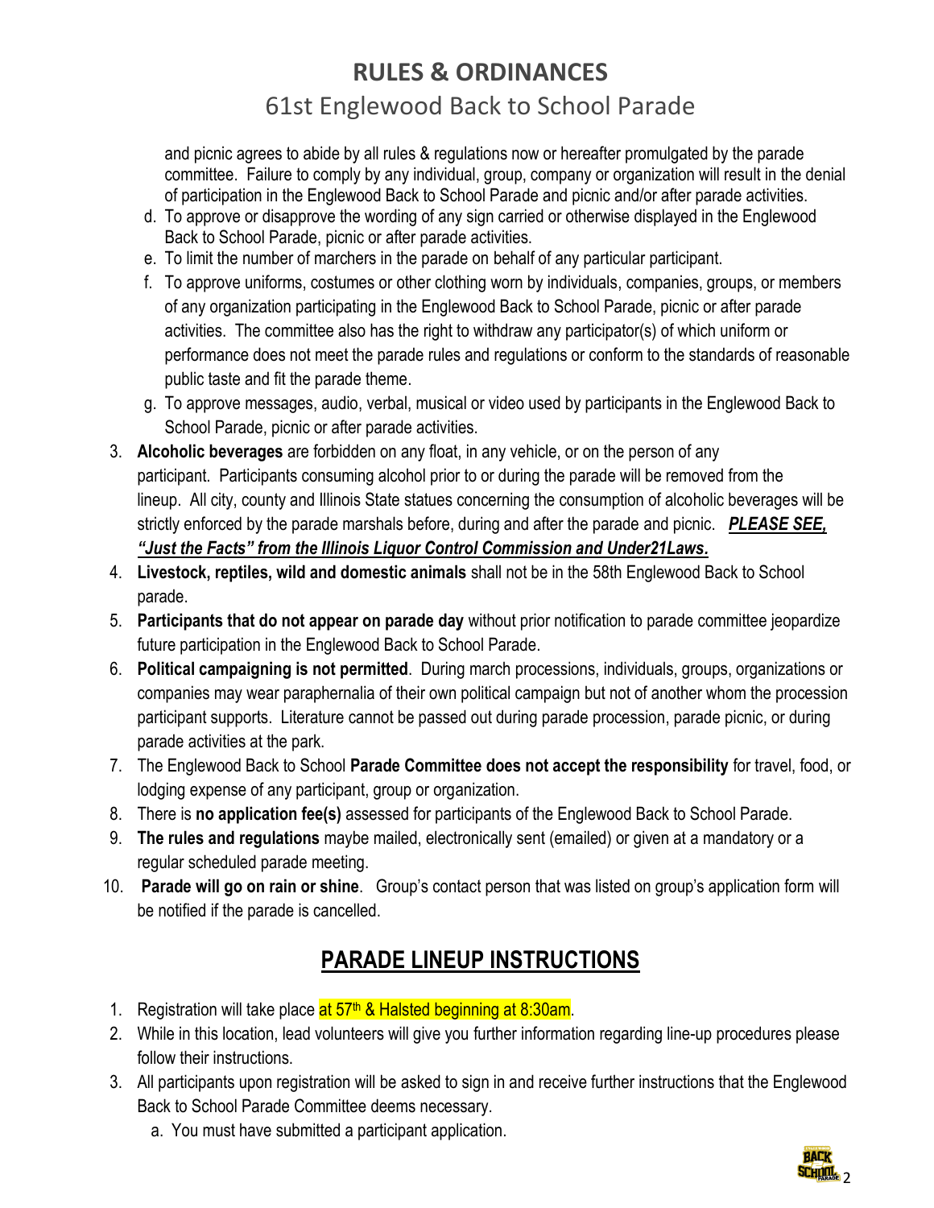and picnic agrees to abide by all rules & regulations now or hereafter promulgated by the parade committee. Failure to comply by any individual, group, company or organization will result in the denial of participation in the Englewood Back to School Parade and picnic and/or after parade activities.

   d. To approve or disapprove the wording of any sign carried or otherwise displayed in the Englewood Back to School Parade, picnic or after parade activities.
   e. To limit the number of marchers in the parade on behalf of any particular participant.
   f. To approve uniforms, costumes or other clothing worn by individuals, companies, groups, or members of any organization participating in the Englewood Back to School Parade, picnic or after parade activities. The committee also has the right to withdraw any participator(s) of which uniform or performance does not meet the parade rules and regulations or conform to the standards of reasonable public taste and fit the parade theme.
   g. To approve messages, audio, verbal, musical or video used by participants in the Englewood Back to School Parade, picnic or after parade activities.

3. **Alcoholic beverages** are forbidden on any float, in any vehicle, or on the person of any participant. Participants consuming alcohol prior to or during the parade will be removed from the lineup. All city, county and Illinois State statues concerning the consumption of alcoholic beverages will be strictly enforced by the parade marshals before, during and after the parade and picnic. ***PLEASE SEE, "Just the Facts" from the Illinois Liquor Control Commission and Under21Laws.***
4. **Livestock, reptiles, wild and domestic animals** shall not be in the 58th Englewood Back to School parade.
5. **Participants that do not appear on parade day** without prior notification to parade committee jeopardize future participation in the Englewood Back to School Parade.
6. **Political campaigning is not permitted**. During march processions, individuals, groups, organizations or companies may wear paraphernalia of their own political campaign but not of another whom the procession participant supports. Literature cannot be passed out during parade procession, parade picnic, or during parade activities at the park.
7. The Englewood Back to School **Parade Committee does not accept the responsibility** for travel, food, or lodging expense of any participant, group or organization.
8. There is **no application fee(s)** assessed for participants of the Englewood Back to School Parade.
9. **The rules and regulations** maybe mailed, electronically sent (emailed) or given at a mandatory or a regular scheduled parade meeting.
10. **Parade will go on rain or shine**. Group's contact person that was listed on group's application form will be notified if the parade is cancelled.

## PARADE LINEUP INSTRUCTIONS

1. Registration will take place at 57th & Halsted beginning at 8:30am.
2. While in this location, lead volunteers will give you further information regarding line-up procedures please follow their instructions.
3. All participants upon registration will be asked to sign in and receive further instructions that the Englewood Back to School Parade Committee deems necessary.
   a. You must have submitted a participant application.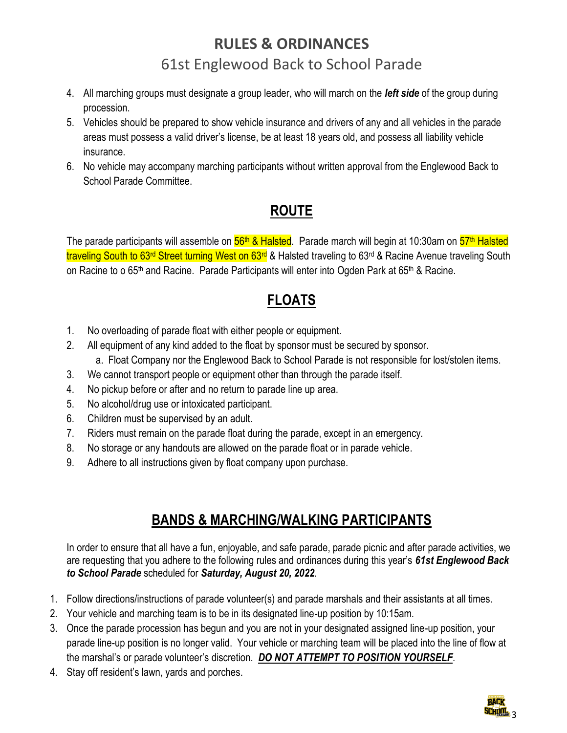## RULES & ORDINANCES

61st Englewood Back to School Parade

4. All marching groups must designate a group leader, who will march on the ***left side*** of the group during procession.
5. Vehicles should be prepared to show vehicle insurance and drivers of any and all vehicles in the parade areas must possess a valid driver's license, be at least 18 years old, and possess all liability vehicle insurance.
6. No vehicle may accompany marching participants without written approval from the Englewood Back to School Parade Committee.

## ROUTE

The parade participants will assemble on 56th & Halsted. Parade march will begin at 10:30am on 57th Halsted traveling South to 63rd Street turning West on 63rd & Halsted traveling to 63rd & Racine Avenue traveling South on Racine to o 65th and Racine. Parade Participants will enter into Ogden Park at 65th & Racine.

## FLOATS

1. No overloading of parade float with either people or equipment.
2. All equipment of any kind added to the float by sponsor must be secured by sponsor.
   a. Float Company nor the Englewood Back to School Parade is not responsible for lost/stolen items.
3. We cannot transport people or equipment other than through the parade itself.
4. No pickup before or after and no return to parade line up area.
5. No alcohol/drug use or intoxicated participant.
6. Children must be supervised by an adult.
7. Riders must remain on the parade float during the parade, except in an emergency.
8. No storage or any handouts are allowed on the parade float or in parade vehicle.
9. Adhere to all instructions given by float company upon purchase.

## BANDS & MARCHING/WALKING PARTICIPANTS

In order to ensure that all have a fun, enjoyable, and safe parade, parade picnic and after parade activities, we are requesting that you adhere to the following rules and ordinances during this year's ***61st Englewood Back to School Parade*** scheduled for ***Saturday, August 20, 2022***.

1. Follow directions/instructions of parade volunteer(s) and parade marshals and their assistants at all times.
2. Your vehicle and marching team is to be in its designated line-up position by 10:15am.
3. Once the parade procession has begun and you are not in your designated assigned line-up position, your parade line-up position is no longer valid. Your vehicle or marching team will be placed into the line of flow at the marshal's or parade volunteer's discretion. ***DO NOT ATTEMPT TO POSITION YOURSELF***.
4. Stay off resident's lawn, yards and porches.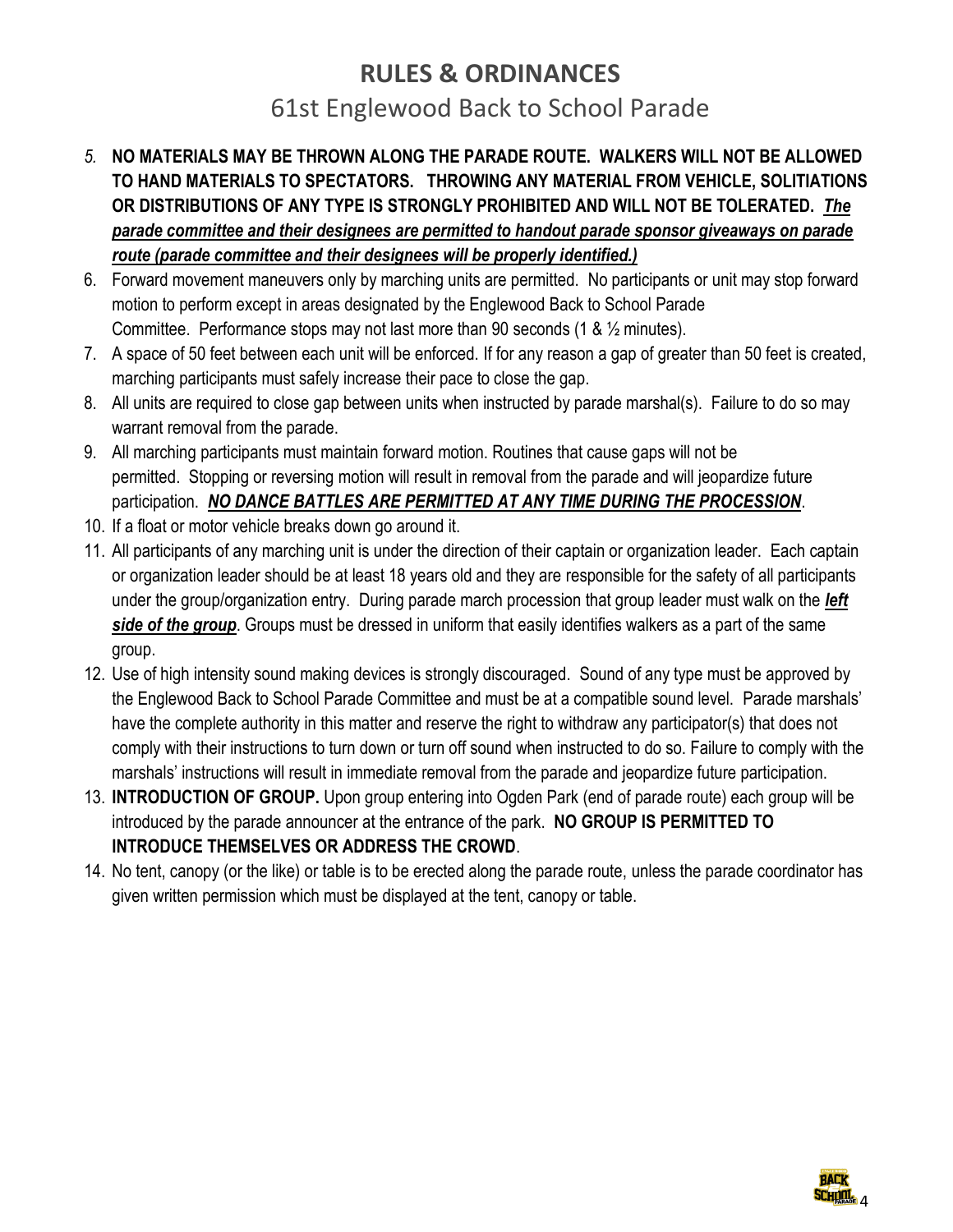# RULES & ORDINANCES

## 61st Englewood Back to School Parade

5. **NO MATERIALS MAY BE THROWN ALONG THE PARADE ROUTE. WALKERS WILL NOT BE ALLOWED TO HAND MATERIALS TO SPECTATORS. THROWING ANY MATERIAL FROM VEHICLE, SOLITIATIONS OR DISTRIBUTIONS OF ANY TYPE IS STRONGLY PROHIBITED AND WILL NOT BE TOLERATED. *The parade committee and their designees are permitted to handout parade sponsor giveaways on parade route (parade committee and their designees will be properly identified.)***
6. Forward movement maneuvers only by marching units are permitted. No participants or unit may stop forward motion to perform except in areas designated by the Englewood Back to School Parade Committee. Performance stops may not last more than 90 seconds (1 & ½ minutes).
7. A space of 50 feet between each unit will be enforced. If for any reason a gap of greater than 50 feet is created, marching participants must safely increase their pace to close the gap.
8. All units are required to close gap between units when instructed by parade marshal(s). Failure to do so may warrant removal from the parade.
9. All marching participants must maintain forward motion. Routines that cause gaps will not be permitted. Stopping or reversing motion will result in removal from the parade and will jeopardize future participation. ***NO DANCE BATTLES ARE PERMITTED AT ANY TIME DURING THE PROCESSION***.
10. If a float or motor vehicle breaks down go around it.
11. All participants of any marching unit is under the direction of their captain or organization leader. Each captain or organization leader should be at least 18 years old and they are responsible for the safety of all participants under the group/organization entry. During parade march procession that group leader must walk on the ***left side of the group***. Groups must be dressed in uniform that easily identifies walkers as a part of the same group.
12. Use of high intensity sound making devices is strongly discouraged. Sound of any type must be approved by the Englewood Back to School Parade Committee and must be at a compatible sound level. Parade marshals' have the complete authority in this matter and reserve the right to withdraw any participator(s) that does not comply with their instructions to turn down or turn off sound when instructed to do so. Failure to comply with the marshals' instructions will result in immediate removal from the parade and jeopardize future participation.
13. **INTRODUCTION OF GROUP.** Upon group entering into Ogden Park (end of parade route) each group will be introduced by the parade announcer at the entrance of the park. **NO GROUP IS PERMITTED TO INTRODUCE THEMSELVES OR ADDRESS THE CROWD**.
14. No tent, canopy (or the like) or table is to be erected along the parade route, unless the parade coordinator has given written permission which must be displayed at the tent, canopy or table.